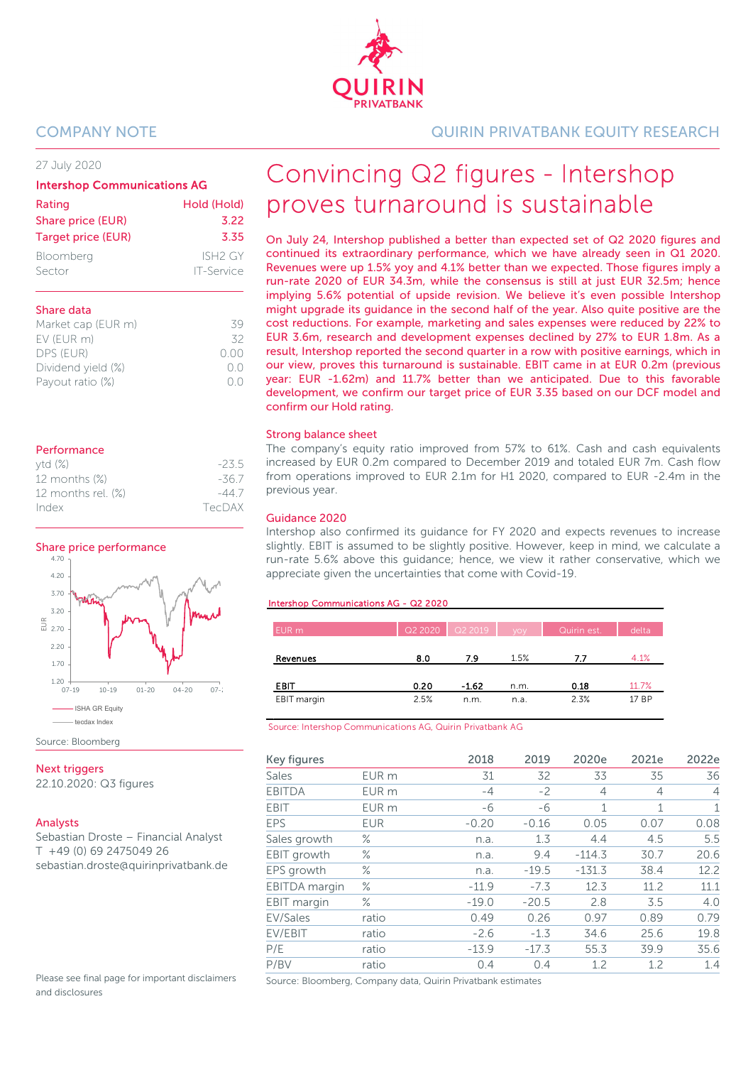COMPANY NOTE

QUIRIN PRIVATBANK EQUITY RESEARCH

27 July 2020

**Intershop Communications AG**

| | |
|---|---|
| Rating | Hold (Hold) |
| Share price (EUR) | 3.22 |
| Target price (EUR) | 3.35 |
| Bloomberg | ISH2 GY |
| Sector | IT-Service |

**Share data**

| | |
|---|---|
| Market cap (EUR m) | 39 |
| EV (EUR m) | 32 |
| DPS (EUR) | 0.00 |
| Dividend yield (%) | 0.0 |
| Payout ratio (%) | 0.0 |

**Performance**

| | |
|---|---|
| ytd (%) | -23.5 |
| 12 months (%) | -36.7 |
| 12 months rel. (%) | -44.7 |
| Index | TecDAX |

**Share price performance**

Source: Bloomberg

**Next triggers**

22.10.2020: Q3 figures

**Analysts**

Sebastian Droste – Financial Analyst
T +49 (0) 69 2475049 26
sebastian.droste@quirinprivatbank.de

Please see final page for important disclaimers and disclosures

# Convincing Q2 figures - Intershop proves turnaround is sustainable

**On July 24, Intershop published a better than expected set of Q2 2020 figures and continued its extraordinary performance, which we have already seen in Q1 2020. Revenues were up 1.5% yoy and 4.1% better than we expected. Those figures imply a run-rate 2020 of EUR 34.3m, while the consensus is still at just EUR 32.5m; hence implying 5.6% potential of upside revision. We believe it's even possible Intershop might upgrade its guidance in the second half of the year. Also quite positive are the cost reductions. For example, marketing and sales expenses were reduced by 22% to EUR 3.6m, research and development expenses declined by 27% to EUR 1.8m. As a result, Intershop reported the second quarter in a row with positive earnings, which in our view, proves this turnaround is sustainable. EBIT came in at EUR 0.2m (previous year: EUR -1.62m) and 11.7% better than we anticipated. Due to this favorable development, we confirm our target price of EUR 3.35 based on our DCF model and confirm our Hold rating.**

## Strong balance sheet

The company's equity ratio improved from 57% to 61%. Cash and cash equivalents increased by EUR 0.2m compared to December 2019 and totaled EUR 7m. Cash flow from operations improved to EUR 2.1m for H1 2020, compared to EUR -2.4m in the previous year.

## Guidance 2020

Intershop also confirmed its guidance for FY 2020 and expects revenues to increase slightly. EBIT is assumed to be slightly positive. However, keep in mind, we calculate a run-rate 5.6% above this guidance; hence, we view it rather conservative, which we appreciate given the uncertainties that come with Covid-19.

**Intershop Communications AG - Q2 2020**

| EUR m | Q2 2020 | Q2 2019 | yoy | Quirin est. | delta |
|---|---|---|---|---|---|
| **Revenues** | **8.0** | **7.9** | 1.5% | **7.7** | 4.1% |
| **EBIT** | **0.20** | **-1.62** | n.m. | **0.18** | 11.7% |
| EBIT margin | 2.5% | n.m. | n.a. | 2.3% | 17 BP |

Source: Intershop Communications AG, Quirin Privatbank AG

| Key figures | | 2018 | 2019 | 2020e | 2021e | 2022e |
|---|---|---|---|---|---|---|
| Sales | EUR m | 31 | 32 | 33 | 35 | 36 |
| EBITDA | EUR m | -4 | -2 | 4 | 4 | 4 |
| EBIT | EUR m | -6 | -6 | 1 | 1 | 1 |
| EPS | EUR | -0.20 | -0.16 | 0.05 | 0.07 | 0.08 |
| Sales growth | % | n.a. | 1.3 | 4.4 | 4.5 | 5.5 |
| EBIT growth | % | n.a. | 9.4 | -114.3 | 30.7 | 20.6 |
| EPS growth | % | n.a. | -19.5 | -131.3 | 38.4 | 12.2 |
| EBITDA margin | % | -11.9 | -7.3 | 12.3 | 11.2 | 11.1 |
| EBIT margin | % | -19.0 | -20.5 | 2.8 | 3.5 | 4.0 |
| EV/Sales | ratio | 0.49 | 0.26 | 0.97 | 0.89 | 0.79 |
| EV/EBIT | ratio | -2.6 | -1.3 | 34.6 | 25.6 | 19.8 |
| P/E | ratio | -13.9 | -17.3 | 55.3 | 39.9 | 35.6 |
| P/BV | ratio | 0.4 | 0.4 | 1.2 | 1.2 | 1.4 |

Source: Bloomberg, Company data, Quirin Privatbank estimates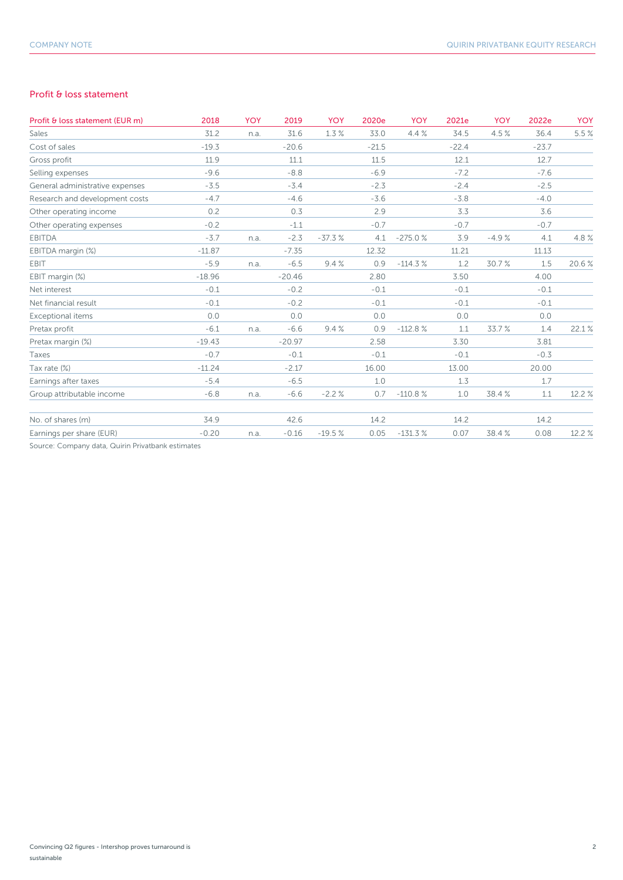## Profit & loss statement

| Profit & loss statement (EUR m) | 2018 | YOY | 2019 | YOY | 2020e | YOY | 2021e | YOY | 2022e | YOY |
|---|---|---|---|---|---|---|---|---|---|---|
| Sales | 31.2 | n.a. | 31.6 | 1.3 % | 33.0 | 4.4 % | 34.5 | 4.5 % | 36.4 | 5.5 % |
| Cost of sales | -19.3 | | -20.6 | | -21.5 | | -22.4 | | -23.7 | |
| Gross profit | 11.9 | | 11.1 | | 11.5 | | 12.1 | | 12.7 | |
| Selling expenses | -9.6 | | -8.8 | | -6.9 | | -7.2 | | -7.6 | |
| General administrative expenses | -3.5 | | -3.4 | | -2.3 | | -2.4 | | -2.5 | |
| Research and development costs | -4.7 | | -4.6 | | -3.6 | | -3.8 | | -4.0 | |
| Other operating income | 0.2 | | 0.3 | | 2.9 | | 3.3 | | 3.6 | |
| Other operating expenses | -0.2 | | -1.1 | | -0.7 | | -0.7 | | -0.7 | |
| EBITDA | -3.7 | n.a. | -2.3 | -37.3 % | 4.1 | -275.0 % | 3.9 | -4.9 % | 4.1 | 4.8 % |
| EBITDA margin (%) | -11.87 | | -7.35 | | 12.32 | | 11.21 | | 11.13 | |
| EBIT | -5.9 | n.a. | -6.5 | 9.4 % | 0.9 | -114.3 % | 1.2 | 30.7 % | 1.5 | 20.6 % |
| EBIT margin (%) | -18.96 | | -20.46 | | 2.80 | | 3.50 | | 4.00 | |
| Net interest | -0.1 | | -0.2 | | -0.1 | | -0.1 | | -0.1 | |
| Net financial result | -0.1 | | -0.2 | | -0.1 | | -0.1 | | -0.1 | |
| Exceptional items | 0.0 | | 0.0 | | 0.0 | | 0.0 | | 0.0 | |
| Pretax profit | -6.1 | n.a. | -6.6 | 9.4 % | 0.9 | -112.8 % | 1.1 | 33.7 % | 1.4 | 22.1 % |
| Pretax margin (%) | -19.43 | | -20.97 | | 2.58 | | 3.30 | | 3.81 | |
| Taxes | -0.7 | | -0.1 | | -0.1 | | -0.1 | | -0.3 | |
| Tax rate (%) | -11.24 | | -2.17 | | 16.00 | | 13.00 | | 20.00 | |
| Earnings after taxes | -5.4 | | -6.5 | | 1.0 | | 1.3 | | 1.7 | |
| Group attributable income | -6.8 | n.a. | -6.6 | -2.2 % | 0.7 | -110.8 % | 1.0 | 38.4 % | 1.1 | 12.2 % |
| | | | | | | | | | | |
| No. of shares (m) | 34.9 | | 42.6 | | 14.2 | | 14.2 | | 14.2 | |
| Earnings per share (EUR) | -0.20 | n.a. | -0.16 | -19.5 % | 0.05 | -131.3 % | 0.07 | 38.4 % | 0.08 | 12.2 % |

Source: Company data, Quirin Privatbank estimates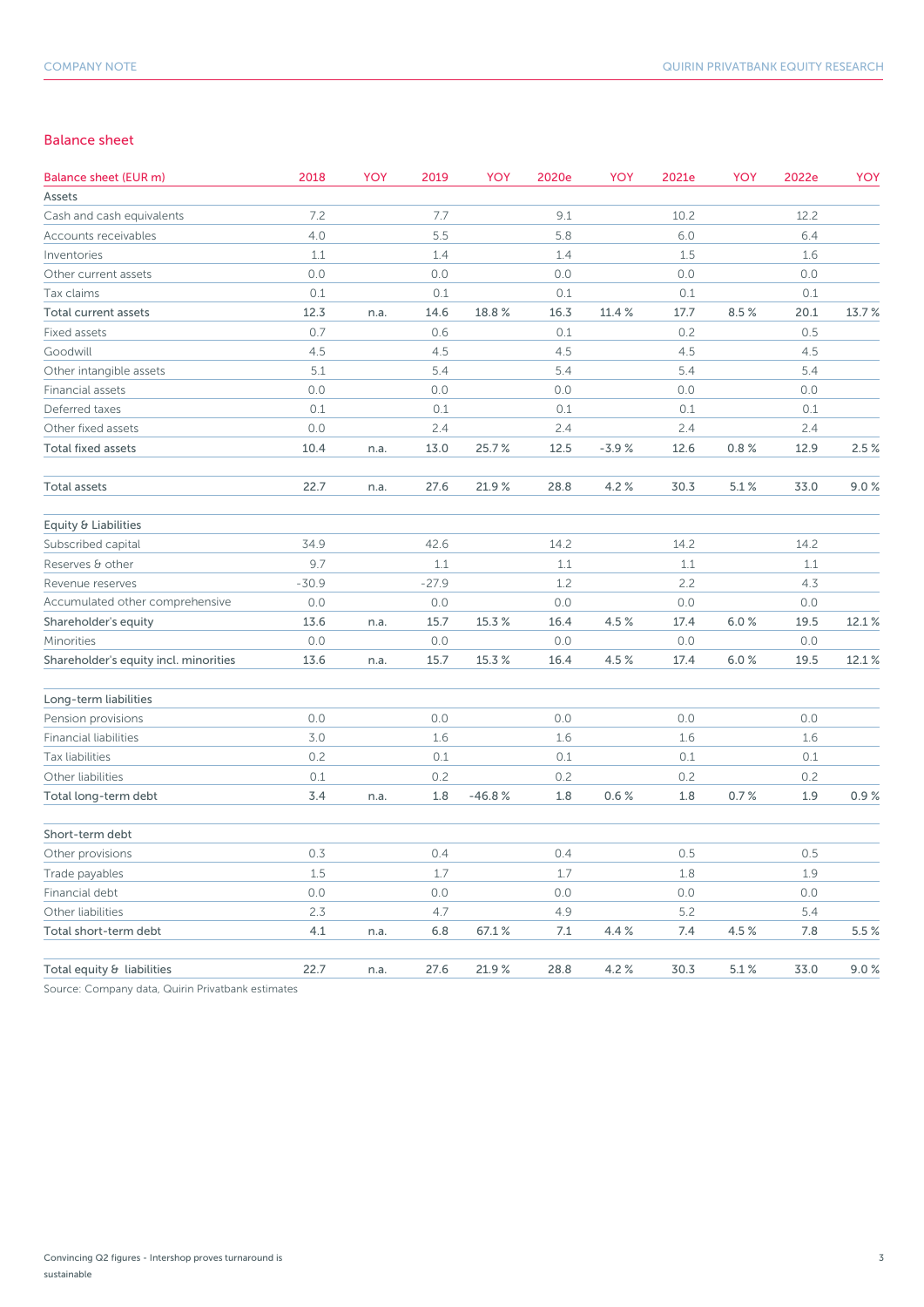## Balance sheet

| Balance sheet (EUR m) | 2018 | YOY | 2019 | YOY | 2020e | YOY | 2021e | YOY | 2022e | YOY |
|---|---|---|---|---|---|---|---|---|---|---|
| Assets | | | | | | | | | | |
| Cash and cash equivalents | 7.2 | | 7.7 | | 9.1 | | 10.2 | | 12.2 | |
| Accounts receivables | 4.0 | | 5.5 | | 5.8 | | 6.0 | | 6.4 | |
| Inventories | 1.1 | | 1.4 | | 1.4 | | 1.5 | | 1.6 | |
| Other current assets | 0.0 | | 0.0 | | 0.0 | | 0.0 | | 0.0 | |
| Tax claims | 0.1 | | 0.1 | | 0.1 | | 0.1 | | 0.1 | |
| Total current assets | 12.3 | n.a. | 14.6 | 18.8 % | 16.3 | 11.4 % | 17.7 | 8.5 % | 20.1 | 13.7 % |
| Fixed assets | 0.7 | | 0.6 | | 0.1 | | 0.2 | | 0.5 | |
| Goodwill | 4.5 | | 4.5 | | 4.5 | | 4.5 | | 4.5 | |
| Other intangible assets | 5.1 | | 5.4 | | 5.4 | | 5.4 | | 5.4 | |
| Financial assets | 0.0 | | 0.0 | | 0.0 | | 0.0 | | 0.0 | |
| Deferred taxes | 0.1 | | 0.1 | | 0.1 | | 0.1 | | 0.1 | |
| Other fixed assets | 0.0 | | 2.4 | | 2.4 | | 2.4 | | 2.4 | |
| Total fixed assets | 10.4 | n.a. | 13.0 | 25.7 % | 12.5 | -3.9 % | 12.6 | 0.8 % | 12.9 | 2.5 % |
| | | | | | | | | | | |
| Total assets | 22.7 | n.a. | 27.6 | 21.9 % | 28.8 | 4.2 % | 30.3 | 5.1 % | 33.0 | 9.0 % |
| | | | | | | | | | | |
| Equity & Liabilities | | | | | | | | | | |
| Subscribed capital | 34.9 | | 42.6 | | 14.2 | | 14.2 | | 14.2 | |
| Reserves & other | 9.7 | | 1.1 | | 1.1 | | 1.1 | | 1.1 | |
| Revenue reserves | -30.9 | | -27.9 | | 1.2 | | 2.2 | | 4.3 | |
| Accumulated other comprehensive | 0.0 | | 0.0 | | 0.0 | | 0.0 | | 0.0 | |
| Shareholder's equity | 13.6 | n.a. | 15.7 | 15.3 % | 16.4 | 4.5 % | 17.4 | 6.0 % | 19.5 | 12.1 % |
| Minorities | 0.0 | | 0.0 | | 0.0 | | 0.0 | | 0.0 | |
| Shareholder's equity incl. minorities | 13.6 | n.a. | 15.7 | 15.3 % | 16.4 | 4.5 % | 17.4 | 6.0 % | 19.5 | 12.1 % |
| | | | | | | | | | | |
| Long-term liabilities | | | | | | | | | | |
| Pension provisions | 0.0 | | 0.0 | | 0.0 | | 0.0 | | 0.0 | |
| Financial liabilities | 3.0 | | 1.6 | | 1.6 | | 1.6 | | 1.6 | |
| Tax liabilities | 0.2 | | 0.1 | | 0.1 | | 0.1 | | 0.1 | |
| Other liabilities | 0.1 | | 0.2 | | 0.2 | | 0.2 | | 0.2 | |
| Total long-term debt | 3.4 | n.a. | 1.8 | -46.8 % | 1.8 | 0.6 % | 1.8 | 0.7 % | 1.9 | 0.9 % |
| | | | | | | | | | | |
| Short-term debt | | | | | | | | | | |
| Other provisions | 0.3 | | 0.4 | | 0.4 | | 0.5 | | 0.5 | |
| Trade payables | 1.5 | | 1.7 | | 1.7 | | 1.8 | | 1.9 | |
| Financial debt | 0.0 | | 0.0 | | 0.0 | | 0.0 | | 0.0 | |
| Other liabilities | 2.3 | | 4.7 | | 4.9 | | 5.2 | | 5.4 | |
| Total short-term debt | 4.1 | n.a. | 6.8 | 67.1 % | 7.1 | 4.4 % | 7.4 | 4.5 % | 7.8 | 5.5 % |
| | | | | | | | | | | |
| Total equity & liabilities | 22.7 | n.a. | 27.6 | 21.9 % | 28.8 | 4.2 % | 30.3 | 5.1 % | 33.0 | 9.0 % |

Source: Company data, Quirin Privatbank estimates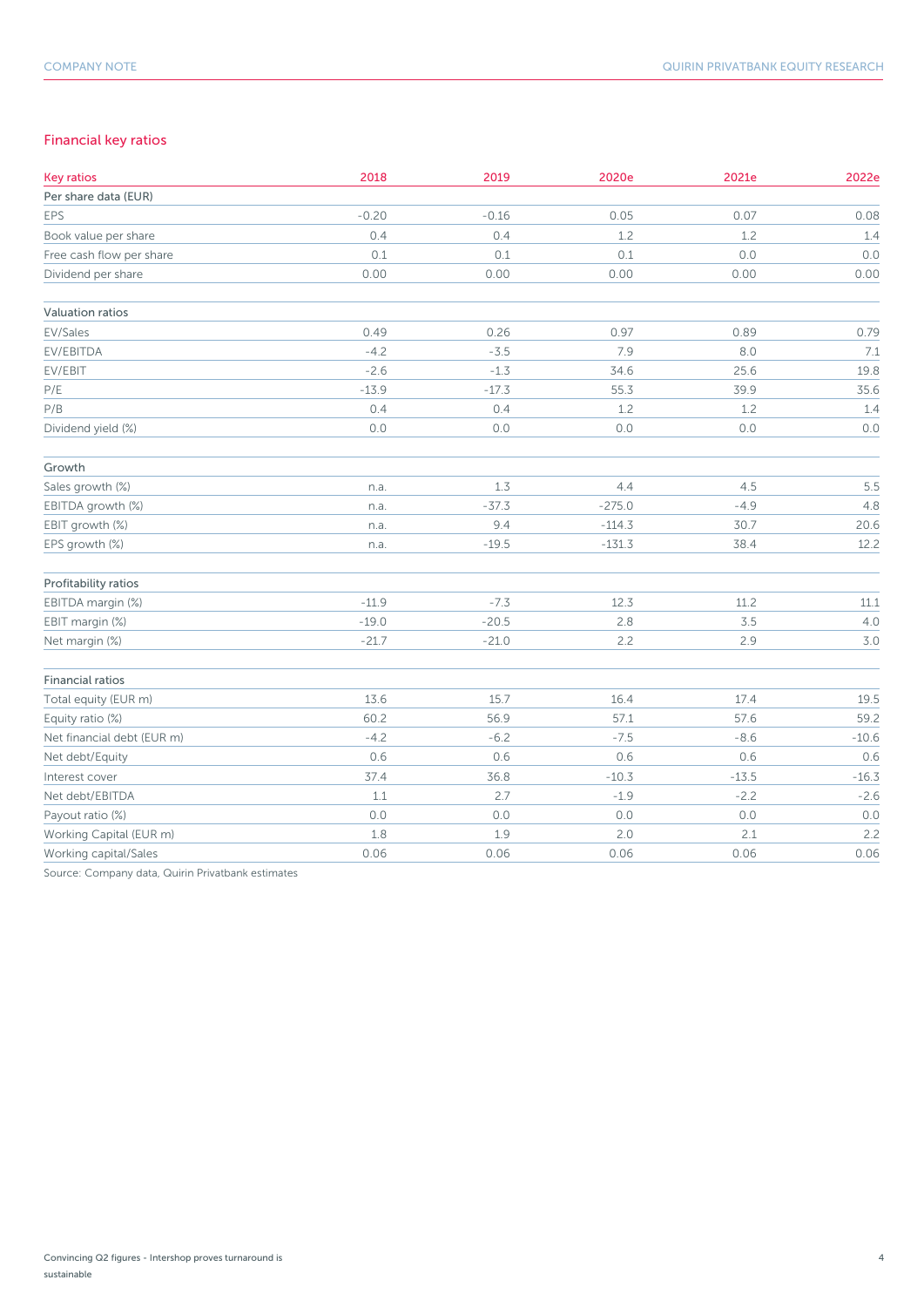## Financial key ratios

| Key ratios | 2018 | 2019 | 2020e | 2021e | 2022e |
|---|---|---|---|---|---|
| **Per share data (EUR)** | | | | | |
| EPS | -0.20 | -0.16 | 0.05 | 0.07 | 0.08 |
| Book value per share | 0.4 | 0.4 | 1.2 | 1.2 | 1.4 |
| Free cash flow per share | 0.1 | 0.1 | 0.1 | 0.0 | 0.0 |
| Dividend per share | 0.00 | 0.00 | 0.00 | 0.00 | 0.00 |
| **Valuation ratios** | | | | | |
| EV/Sales | 0.49 | 0.26 | 0.97 | 0.89 | 0.79 |
| EV/EBITDA | -4.2 | -3.5 | 7.9 | 8.0 | 7.1 |
| EV/EBIT | -2.6 | -1.3 | 34.6 | 25.6 | 19.8 |
| P/E | -13.9 | -17.3 | 55.3 | 39.9 | 35.6 |
| P/B | 0.4 | 0.4 | 1.2 | 1.2 | 1.4 |
| Dividend yield (%) | 0.0 | 0.0 | 0.0 | 0.0 | 0.0 |
| **Growth** | | | | | |
| Sales growth (%) | n.a. | 1.3 | 4.4 | 4.5 | 5.5 |
| EBITDA growth (%) | n.a. | -37.3 | -275.0 | -4.9 | 4.8 |
| EBIT growth (%) | n.a. | 9.4 | -114.3 | 30.7 | 20.6 |
| EPS growth (%) | n.a. | -19.5 | -131.3 | 38.4 | 12.2 |
| **Profitability ratios** | | | | | |
| EBITDA margin (%) | -11.9 | -7.3 | 12.3 | 11.2 | 11.1 |
| EBIT margin (%) | -19.0 | -20.5 | 2.8 | 3.5 | 4.0 |
| Net margin (%) | -21.7 | -21.0 | 2.2 | 2.9 | 3.0 |
| **Financial ratios** | | | | | |
| Total equity (EUR m) | 13.6 | 15.7 | 16.4 | 17.4 | 19.5 |
| Equity ratio (%) | 60.2 | 56.9 | 57.1 | 57.6 | 59.2 |
| Net financial debt (EUR m) | -4.2 | -6.2 | -7.5 | -8.6 | -10.6 |
| Net debt/Equity | 0.6 | 0.6 | 0.6 | 0.6 | 0.6 |
| Interest cover | 37.4 | 36.8 | -10.3 | -13.5 | -16.3 |
| Net debt/EBITDA | 1.1 | 2.7 | -1.9 | -2.2 | -2.6 |
| Payout ratio (%) | 0.0 | 0.0 | 0.0 | 0.0 | 0.0 |
| Working Capital (EUR m) | 1.8 | 1.9 | 2.0 | 2.1 | 2.2 |
| Working capital/Sales | 0.06 | 0.06 | 0.06 | 0.06 | 0.06 |

Source: Company data, Quirin Privatbank estimates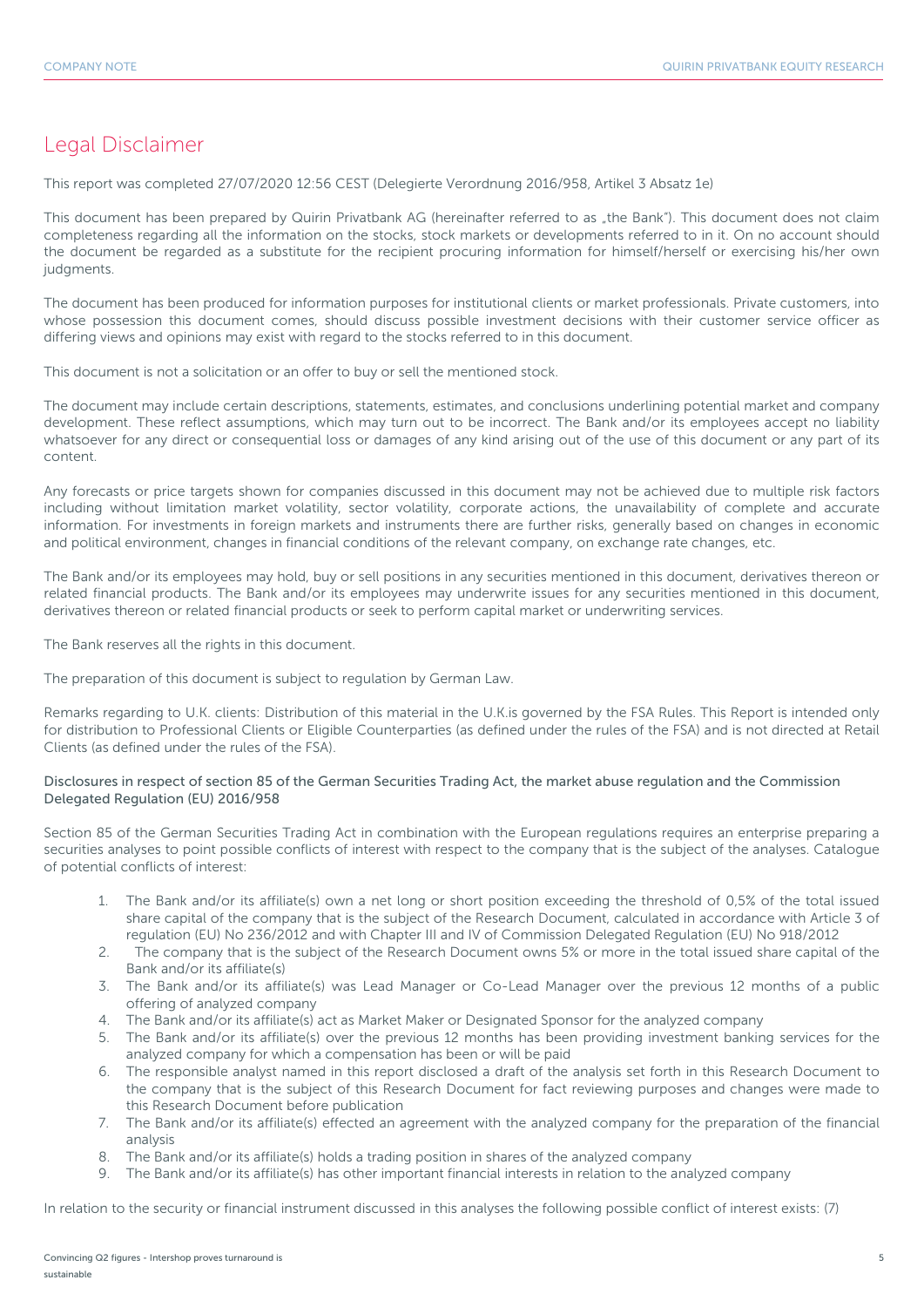# Legal Disclaimer

This report was completed 27/07/2020 12:56 CEST (Delegierte Verordnung 2016/958, Artikel 3 Absatz 1e)

This document has been prepared by Quirin Privatbank AG (hereinafter referred to as „the Bank"). This document does not claim completeness regarding all the information on the stocks, stock markets or developments referred to in it. On no account should the document be regarded as a substitute for the recipient procuring information for himself/herself or exercising his/her own judgments.

The document has been produced for information purposes for institutional clients or market professionals. Private customers, into whose possession this document comes, should discuss possible investment decisions with their customer service officer as differing views and opinions may exist with regard to the stocks referred to in this document.

This document is not a solicitation or an offer to buy or sell the mentioned stock.

The document may include certain descriptions, statements, estimates, and conclusions underlining potential market and company development. These reflect assumptions, which may turn out to be incorrect. The Bank and/or its employees accept no liability whatsoever for any direct or consequential loss or damages of any kind arising out of the use of this document or any part of its content.

Any forecasts or price targets shown for companies discussed in this document may not be achieved due to multiple risk factors including without limitation market volatility, sector volatility, corporate actions, the unavailability of complete and accurate information. For investments in foreign markets and instruments there are further risks, generally based on changes in economic and political environment, changes in financial conditions of the relevant company, on exchange rate changes, etc.

The Bank and/or its employees may hold, buy or sell positions in any securities mentioned in this document, derivatives thereon or related financial products. The Bank and/or its employees may underwrite issues for any securities mentioned in this document, derivatives thereon or related financial products or seek to perform capital market or underwriting services.

The Bank reserves all the rights in this document.

The preparation of this document is subject to regulation by German Law.

Remarks regarding to U.K. clients: Distribution of this material in the U.K.is governed by the FSA Rules. This Report is intended only for distribution to Professional Clients or Eligible Counterparties (as defined under the rules of the FSA) and is not directed at Retail Clients (as defined under the rules of the FSA).

Disclosures in respect of section 85 of the German Securities Trading Act, the market abuse regulation and the Commission Delegated Regulation (EU) 2016/958

Section 85 of the German Securities Trading Act in combination with the European regulations requires an enterprise preparing a securities analyses to point possible conflicts of interest with respect to the company that is the subject of the analyses. Catalogue of potential conflicts of interest:

1. The Bank and/or its affiliate(s) own a net long or short position exceeding the threshold of 0,5% of the total issued share capital of the company that is the subject of the Research Document, calculated in accordance with Article 3 of regulation (EU) No 236/2012 and with Chapter III and IV of Commission Delegated Regulation (EU) No 918/2012
2. The company that is the subject of the Research Document owns 5% or more in the total issued share capital of the Bank and/or its affiliate(s)
3. The Bank and/or its affiliate(s) was Lead Manager or Co-Lead Manager over the previous 12 months of a public offering of analyzed company
4. The Bank and/or its affiliate(s) act as Market Maker or Designated Sponsor for the analyzed company
5. The Bank and/or its affiliate(s) over the previous 12 months has been providing investment banking services for the analyzed company for which a compensation has been or will be paid
6. The responsible analyst named in this report disclosed a draft of the analysis set forth in this Research Document to the company that is the subject of this Research Document for fact reviewing purposes and changes were made to this Research Document before publication
7. The Bank and/or its affiliate(s) effected an agreement with the analyzed company for the preparation of the financial analysis
8. The Bank and/or its affiliate(s) holds a trading position in shares of the analyzed company
9. The Bank and/or its affiliate(s) has other important financial interests in relation to the analyzed company

In relation to the security or financial instrument discussed in this analyses the following possible conflict of interest exists: (7)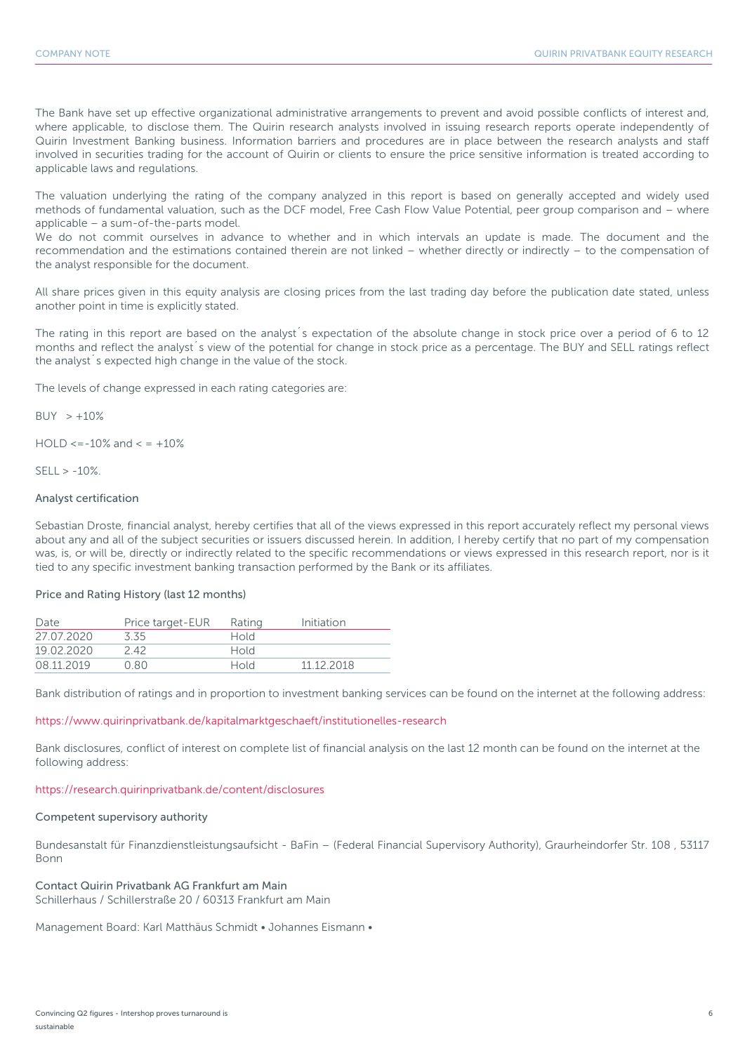The Bank have set up effective organizational administrative arrangements to prevent and avoid possible conflicts of interest and, where applicable, to disclose them. The Quirin research analysts involved in issuing research reports operate independently of Quirin Investment Banking business. Information barriers and procedures are in place between the research analysts and staff involved in securities trading for the account of Quirin or clients to ensure the price sensitive information is treated according to applicable laws and regulations.

The valuation underlying the rating of the company analyzed in this report is based on generally accepted and widely used methods of fundamental valuation, such as the DCF model, Free Cash Flow Value Potential, peer group comparison and – where applicable – a sum-of-the-parts model.
We do not commit ourselves in advance to whether and in which intervals an update is made. The document and the recommendation and the estimations contained therein are not linked – whether directly or indirectly – to the compensation of the analyst responsible for the document.

All share prices given in this equity analysis are closing prices from the last trading day before the publication date stated, unless another point in time is explicitly stated.

The rating in this report are based on the analyst´s expectation of the absolute change in stock price over a period of 6 to 12 months and reflect the analyst´s view of the potential for change in stock price as a percentage. The BUY and SELL ratings reflect the analyst´s expected high change in the value of the stock.

The levels of change expressed in each rating categories are:

BUY > +10%

HOLD <=-10% and < = +10%

SELL > -10%.

### Analyst certification

Sebastian Droste, financial analyst, hereby certifies that all of the views expressed in this report accurately reflect my personal views about any and all of the subject securities or issuers discussed herein. In addition, I hereby certify that no part of my compensation was, is, or will be, directly or indirectly related to the specific recommendations or views expressed in this research report, nor is it tied to any specific investment banking transaction performed by the Bank or its affiliates.

### Price and Rating History (last 12 months)

| Date | Price target-EUR | Rating | Initiation |
|---|---|---|---|
| 27.07.2020 | 3.35 | Hold | |
| 19.02.2020 | 2.42 | Hold | |
| 08.11.2019 | 0.80 | Hold | 11.12.2018 |

Bank distribution of ratings and in proportion to investment banking services can be found on the internet at the following address:

https://www.quirinprivatbank.de/kapitalmarktgeschaeft/institutionelles-research

Bank disclosures, conflict of interest on complete list of financial analysis on the last 12 month can be found on the internet at the following address:

https://research.quirinprivatbank.de/content/disclosures

### Competent supervisory authority

Bundesanstalt für Finanzdienstleistungsaufsicht - BaFin – (Federal Financial Supervisory Authority), Graurheindorfer Str. 108 , 53117 Bonn

### Contact Quirin Privatbank AG Frankfurt am Main

Schillerhaus / Schillerstraße 20 / 60313 Frankfurt am Main

Management Board: Karl Matthäus Schmidt • Johannes Eismann •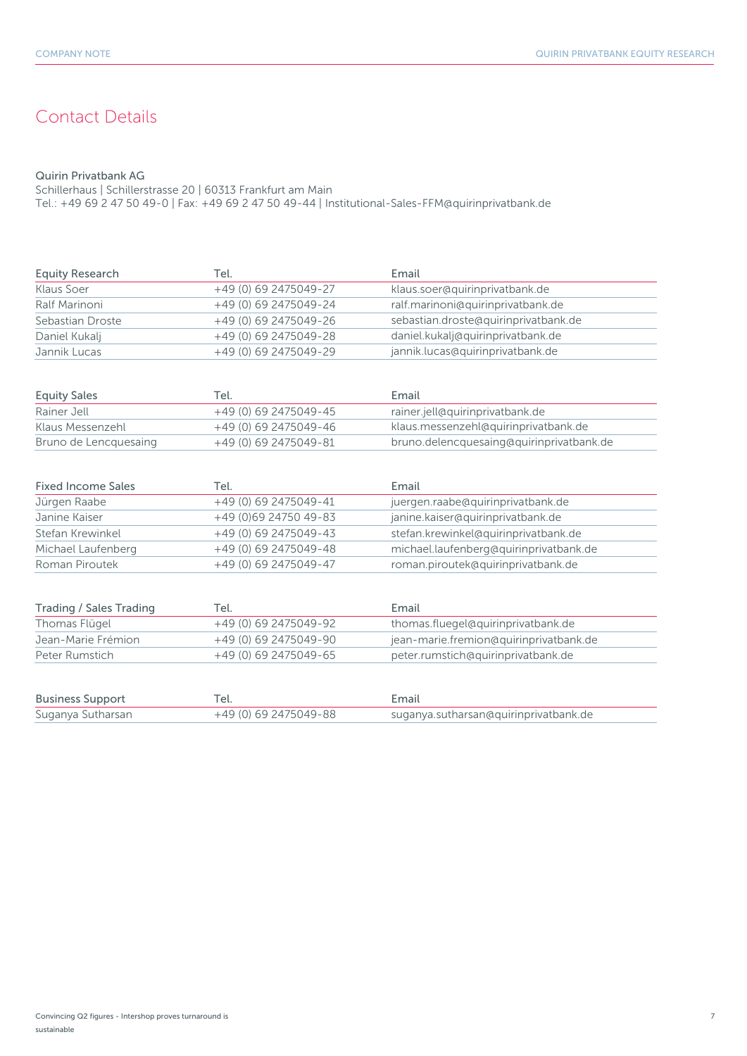# Contact Details

**Quirin Privatbank AG**
Schillerhaus | Schillerstrasse 20 | 60313 Frankfurt am Main
Tel.: +49 69 2 47 50 49-0 | Fax: +49 69 2 47 50 49-44 | Institutional-Sales-FFM@quirinprivatbank.de

| Equity Research | Tel. | Email |
|---|---|---|
| Klaus Soer | +49 (0) 69 2475049-27 | klaus.soer@quirinprivatbank.de |
| Ralf Marinoni | +49 (0) 69 2475049-24 | ralf.marinoni@quirinprivatbank.de |
| Sebastian Droste | +49 (0) 69 2475049-26 | sebastian.droste@quirinprivatbank.de |
| Daniel Kukalj | +49 (0) 69 2475049-28 | daniel.kukalj@quirinprivatbank.de |
| Jannik Lucas | +49 (0) 69 2475049-29 | jannik.lucas@quirinprivatbank.de |

| Equity Sales | Tel. | Email |
|---|---|---|
| Rainer Jell | +49 (0) 69 2475049-45 | rainer.jell@quirinprivatbank.de |
| Klaus Messenzehl | +49 (0) 69 2475049-46 | klaus.messenzehl@quirinprivatbank.de |
| Bruno de Lencquesaing | +49 (0) 69 2475049-81 | bruno.delencquesaing@quirinprivatbank.de |

| Fixed Income Sales | Tel. | Email |
|---|---|---|
| Jürgen Raabe | +49 (0) 69 2475049-41 | juergen.raabe@quirinprivatbank.de |
| Janine Kaiser | +49 (0)69 24750 49-83 | janine.kaiser@quirinprivatbank.de |
| Stefan Krewinkel | +49 (0) 69 2475049-43 | stefan.krewinkel@quirinprivatbank.de |
| Michael Laufenberg | +49 (0) 69 2475049-48 | michael.laufenberg@quirinprivatbank.de |
| Roman Piroutek | +49 (0) 69 2475049-47 | roman.piroutek@quirinprivatbank.de |

| Trading / Sales Trading | Tel. | Email |
|---|---|---|
| Thomas Flügel | +49 (0) 69 2475049-92 | thomas.fluegel@quirinprivatbank.de |
| Jean-Marie Frémion | +49 (0) 69 2475049-90 | jean-marie.fremion@quirinprivatbank.de |
| Peter Rumstich | +49 (0) 69 2475049-65 | peter.rumstich@quirinprivatbank.de |

| Business Support | Tel. | Email |
|---|---|---|
| Suganya Sutharsan | +49 (0) 69 2475049-88 | suganya.sutharsan@quirinprivatbank.de |